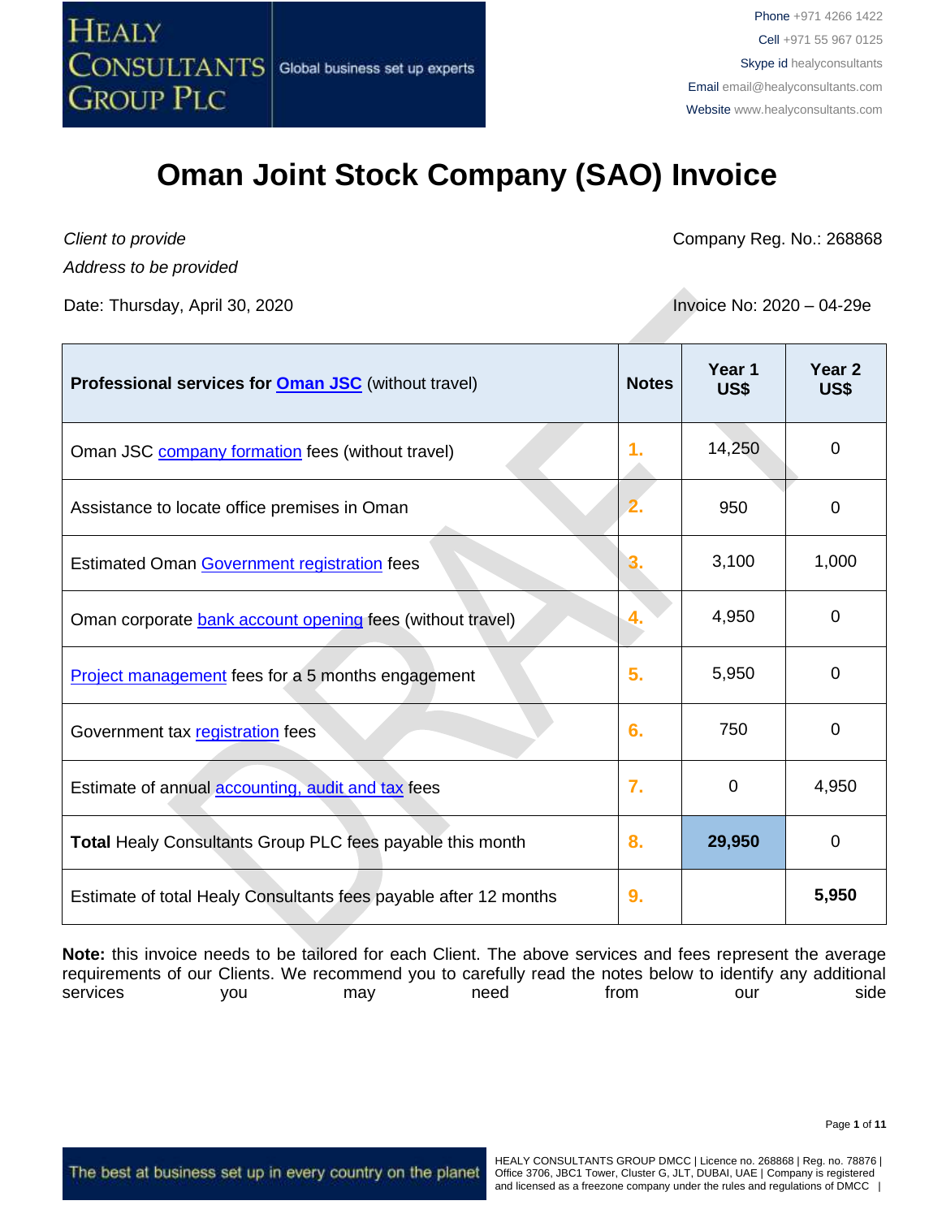Phone +971 4266 1422
Cell +971 55 967 0125
Skype id healyconsultants
Email email@healyconsultants.com
Website www.healyconsultants.com

# Oman Joint Stock Company (SAO) Invoice

*Client to provide*
*Address to be provided*

Company Reg. No.: 268868

Date: Thursday, April 30, 2020

Invoice No: 2020 – 04-29e

| **Professional services for Oman JSC** (without travel) | **Notes** | **Year 1 US$** | **Year 2 US$** |
|---|---|---|---|
| Oman JSC company formation fees (without travel) | 1. | 14,250 | 0 |
| Assistance to locate office premises in Oman | 2. | 950 | 0 |
| Estimated Oman Government registration fees | 3. | 3,100 | 1,000 |
| Oman corporate bank account opening fees (without travel) | 4. | 4,950 | 0 |
| Project management fees for a 5 months engagement | 5. | 5,950 | 0 |
| Government tax registration fees | 6. | 750 | 0 |
| Estimate of annual accounting, audit and tax fees | 7. | 0 | 4,950 |
| **Total** Healy Consultants Group PLC fees payable this month | 8. | **29,950** | 0 |
| Estimate of total Healy Consultants fees payable after 12 months | 9. | | **5,950** |

**Note:** this invoice needs to be tailored for each Client. The above services and fees represent the average requirements of our Clients. We recommend you to carefully read the notes below to identify any additional services you may need from our side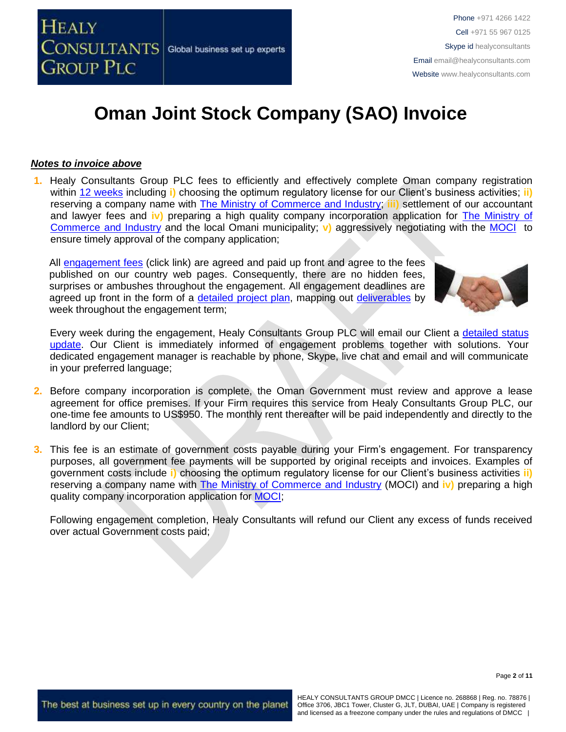# Oman Joint Stock Company (SAO) Invoice

***Notes to invoice above***

1. Healy Consultants Group PLC fees to efficiently and effectively complete Oman company registration within 12 weeks including **i)** choosing the optimum regulatory license for our Client's business activities; **ii)** reserving a company name with The Ministry of Commerce and Industry; **iii)** settlement of our accountant and lawyer fees and **iv)** preparing a high quality company incorporation application for The Ministry of Commerce and Industry and the local Omani municipality; **v)** aggressively negotiating with the MOCI to ensure timely approval of the company application;

   All engagement fees (click link) are agreed and paid up front and agree to the fees published on our country web pages. Consequently, there are no hidden fees, surprises or ambushes throughout the engagement. All engagement deadlines are agreed up front in the form of a detailed project plan, mapping out deliverables by week throughout the engagement term;

   Every week during the engagement, Healy Consultants Group PLC will email our Client a detailed status update. Our Client is immediately informed of engagement problems together with solutions. Your dedicated engagement manager is reachable by phone, Skype, live chat and email and will communicate in your preferred language;

2. Before company incorporation is complete, the Oman Government must review and approve a lease agreement for office premises. If your Firm requires this service from Healy Consultants Group PLC, our one-time fee amounts to US$950. The monthly rent thereafter will be paid independently and directly to the landlord by our Client;

3. This fee is an estimate of government costs payable during your Firm's engagement. For transparency purposes, all government fee payments will be supported by original receipts and invoices. Examples of government costs include **i)** choosing the optimum regulatory license for our Client's business activities **ii)** reserving a company name with The Ministry of Commerce and Industry (MOCI) and **iv)** preparing a high quality company incorporation application for MOCI;

   Following engagement completion, Healy Consultants will refund our Client any excess of funds received over actual Government costs paid;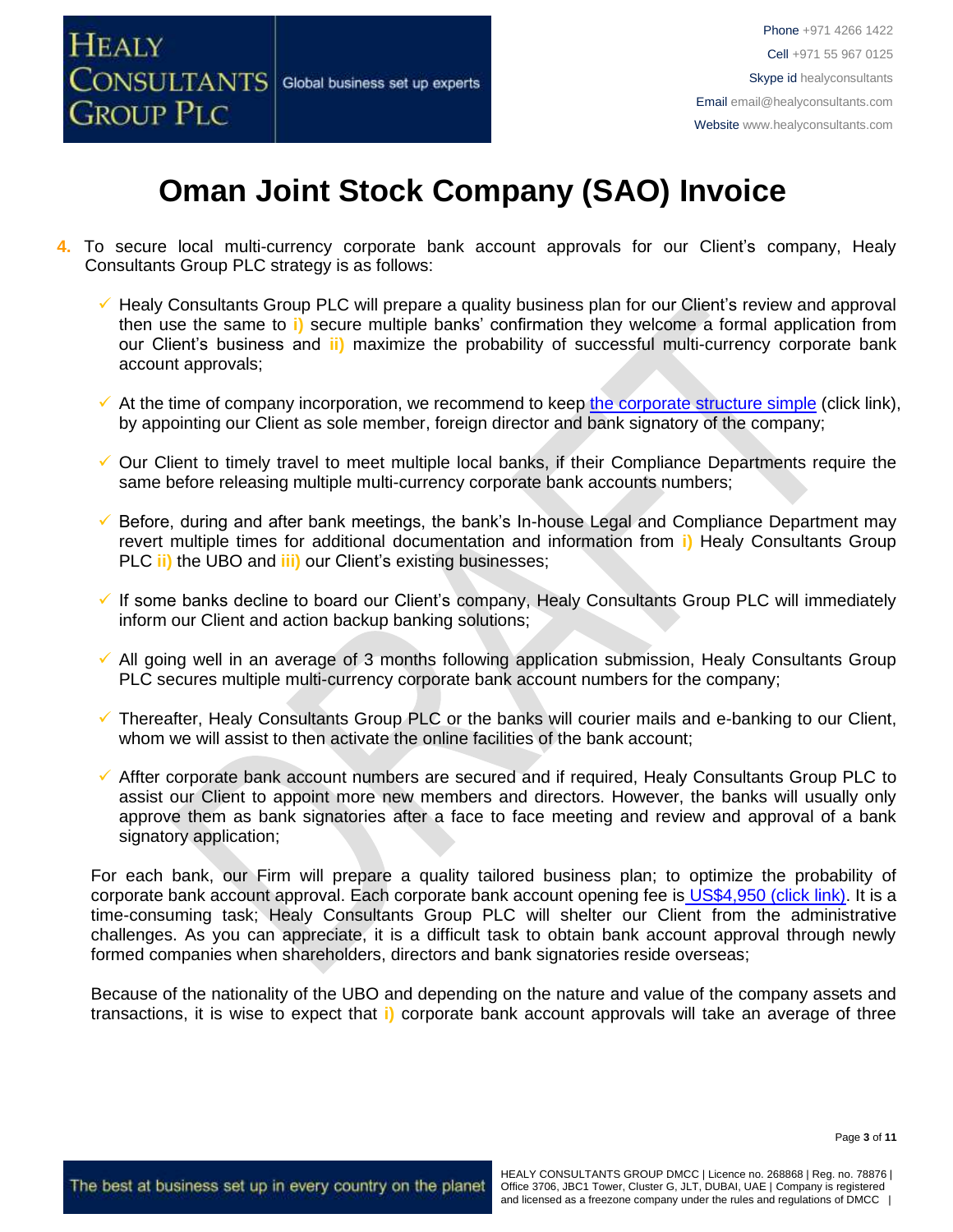# Oman Joint Stock Company (SAO) Invoice

4. To secure local multi-currency corporate bank account approvals for our Client's company, Healy Consultants Group PLC strategy is as follows:

   - ✓ Healy Consultants Group PLC will prepare a quality business plan for our Client's review and approval then use the same to **i)** secure multiple banks' confirmation they welcome a formal application from our Client's business and **ii)** maximize the probability of successful multi-currency corporate bank account approvals;
   - ✓ At the time of company incorporation, we recommend to keep the corporate structure simple (click link), by appointing our Client as sole member, foreign director and bank signatory of the company;
   - ✓ Our Client to timely travel to meet multiple local banks, if their Compliance Departments require the same before releasing multiple multi-currency corporate bank accounts numbers;
   - ✓ Before, during and after bank meetings, the bank's In-house Legal and Compliance Department may revert multiple times for additional documentation and information from **i)** Healy Consultants Group PLC **ii)** the UBO and **iii)** our Client's existing businesses;
   - ✓ If some banks decline to board our Client's company, Healy Consultants Group PLC will immediately inform our Client and action backup banking solutions;
   - ✓ All going well in an average of 3 months following application submission, Healy Consultants Group PLC secures multiple multi-currency corporate bank account numbers for the company;
   - ✓ Thereafter, Healy Consultants Group PLC or the banks will courier mails and e-banking to our Client, whom we will assist to then activate the online facilities of the bank account;
   - ✓ Affter corporate bank account numbers are secured and if required, Healy Consultants Group PLC to assist our Client to appoint more new members and directors. However, the banks will usually only approve them as bank signatories after a face to face meeting and review and approval of a bank signatory application;

   For each bank, our Firm will prepare a quality tailored business plan; to optimize the probability of corporate bank account approval. Each corporate bank account opening fee is US$4,950 (click link). It is a time-consuming task; Healy Consultants Group PLC will shelter our Client from the administrative challenges. As you can appreciate, it is a difficult task to obtain bank account approval through newly formed companies when shareholders, directors and bank signatories reside overseas;

   Because of the nationality of the UBO and depending on the nature and value of the company assets and transactions, it is wise to expect that **i)** corporate bank account approvals will take an average of three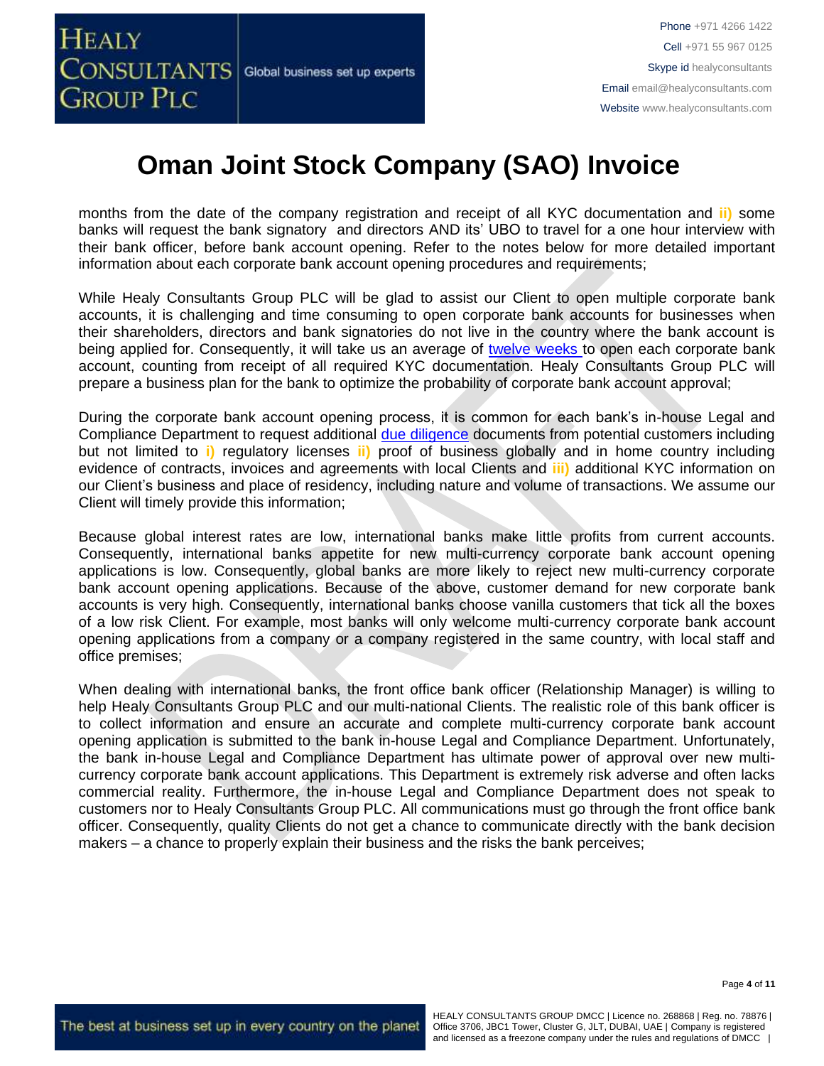# Oman Joint Stock Company (SAO) Invoice

months from the date of the company registration and receipt of all KYC documentation and **ii)** some banks will request the bank signatory and directors AND its' UBO to travel for a one hour interview with their bank officer, before bank account opening. Refer to the notes below for more detailed important information about each corporate bank account opening procedures and requirements;

While Healy Consultants Group PLC will be glad to assist our Client to open multiple corporate bank accounts, it is challenging and time consuming to open corporate bank accounts for businesses when their shareholders, directors and bank signatories do not live in the country where the bank account is being applied for. Consequently, it will take us an average of twelve weeks to open each corporate bank account, counting from receipt of all required KYC documentation. Healy Consultants Group PLC will prepare a business plan for the bank to optimize the probability of corporate bank account approval;

During the corporate bank account opening process, it is common for each bank's in-house Legal and Compliance Department to request additional due diligence documents from potential customers including but not limited to **i)** regulatory licenses **ii)** proof of business globally and in home country including evidence of contracts, invoices and agreements with local Clients and **iii)** additional KYC information on our Client's business and place of residency, including nature and volume of transactions. We assume our Client will timely provide this information;

Because global interest rates are low, international banks make little profits from current accounts. Consequently, international banks appetite for new multi-currency corporate bank account opening applications is low. Consequently, global banks are more likely to reject new multi-currency corporate bank account opening applications. Because of the above, customer demand for new corporate bank accounts is very high. Consequently, international banks choose vanilla customers that tick all the boxes of a low risk Client. For example, most banks will only welcome multi-currency corporate bank account opening applications from a company or a company registered in the same country, with local staff and office premises;

When dealing with international banks, the front office bank officer (Relationship Manager) is willing to help Healy Consultants Group PLC and our multi-national Clients. The realistic role of this bank officer is to collect information and ensure an accurate and complete multi-currency corporate bank account opening application is submitted to the bank in-house Legal and Compliance Department. Unfortunately, the bank in-house Legal and Compliance Department has ultimate power of approval over new multi-currency corporate bank account applications. This Department is extremely risk adverse and often lacks commercial reality. Furthermore, the in-house Legal and Compliance Department does not speak to customers nor to Healy Consultants Group PLC. All communications must go through the front office bank officer. Consequently, quality Clients do not get a chance to communicate directly with the bank decision makers – a chance to properly explain their business and the risks the bank perceives;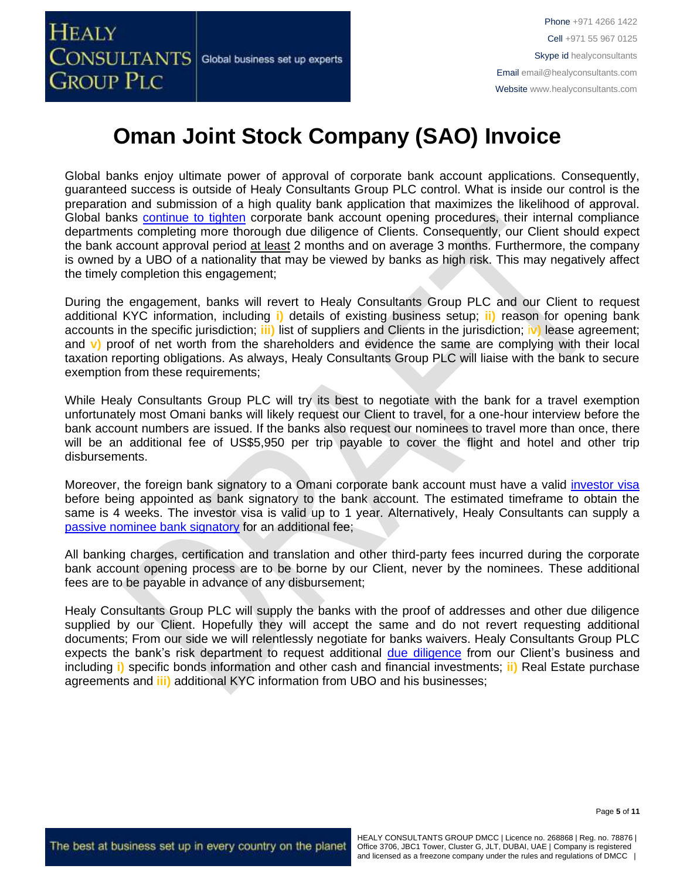# Oman Joint Stock Company (SAO) Invoice

Global banks enjoy ultimate power of approval of corporate bank account applications. Consequently, guaranteed success is outside of Healy Consultants Group PLC control. What is inside our control is the preparation and submission of a high quality bank application that maximizes the likelihood of approval. Global banks continue to tighten corporate bank account opening procedures, their internal compliance departments completing more thorough due diligence of Clients. Consequently, our Client should expect the bank account approval period at least 2 months and on average 3 months. Furthermore, the company is owned by a UBO of a nationality that may be viewed by banks as high risk. This may negatively affect the timely completion this engagement;

During the engagement, banks will revert to Healy Consultants Group PLC and our Client to request additional KYC information, including **i)** details of existing business setup; **ii)** reason for opening bank accounts in the specific jurisdiction; **iii)** list of suppliers and Clients in the jurisdiction; **iv)** lease agreement; and **v)** proof of net worth from the shareholders and evidence the same are complying with their local taxation reporting obligations. As always, Healy Consultants Group PLC will liaise with the bank to secure exemption from these requirements;

While Healy Consultants Group PLC will try its best to negotiate with the bank for a travel exemption unfortunately most Omani banks will likely request our Client to travel, for a one-hour interview before the bank account numbers are issued. If the banks also request our nominees to travel more than once, there will be an additional fee of US$5,950 per trip payable to cover the flight and hotel and other trip disbursements.

Moreover, the foreign bank signatory to a Omani corporate bank account must have a valid investor visa before being appointed as bank signatory to the bank account. The estimated timeframe to obtain the same is 4 weeks. The investor visa is valid up to 1 year. Alternatively, Healy Consultants can supply a passive nominee bank signatory for an additional fee;

All banking charges, certification and translation and other third-party fees incurred during the corporate bank account opening process are to be borne by our Client, never by the nominees. These additional fees are to be payable in advance of any disbursement;

Healy Consultants Group PLC will supply the banks with the proof of addresses and other due diligence supplied by our Client. Hopefully they will accept the same and do not revert requesting additional documents; From our side we will relentlessly negotiate for banks waivers. Healy Consultants Group PLC expects the bank's risk department to request additional due diligence from our Client's business and including **i)** specific bonds information and other cash and financial investments; **ii)** Real Estate purchase agreements and **iii)** additional KYC information from UBO and his businesses;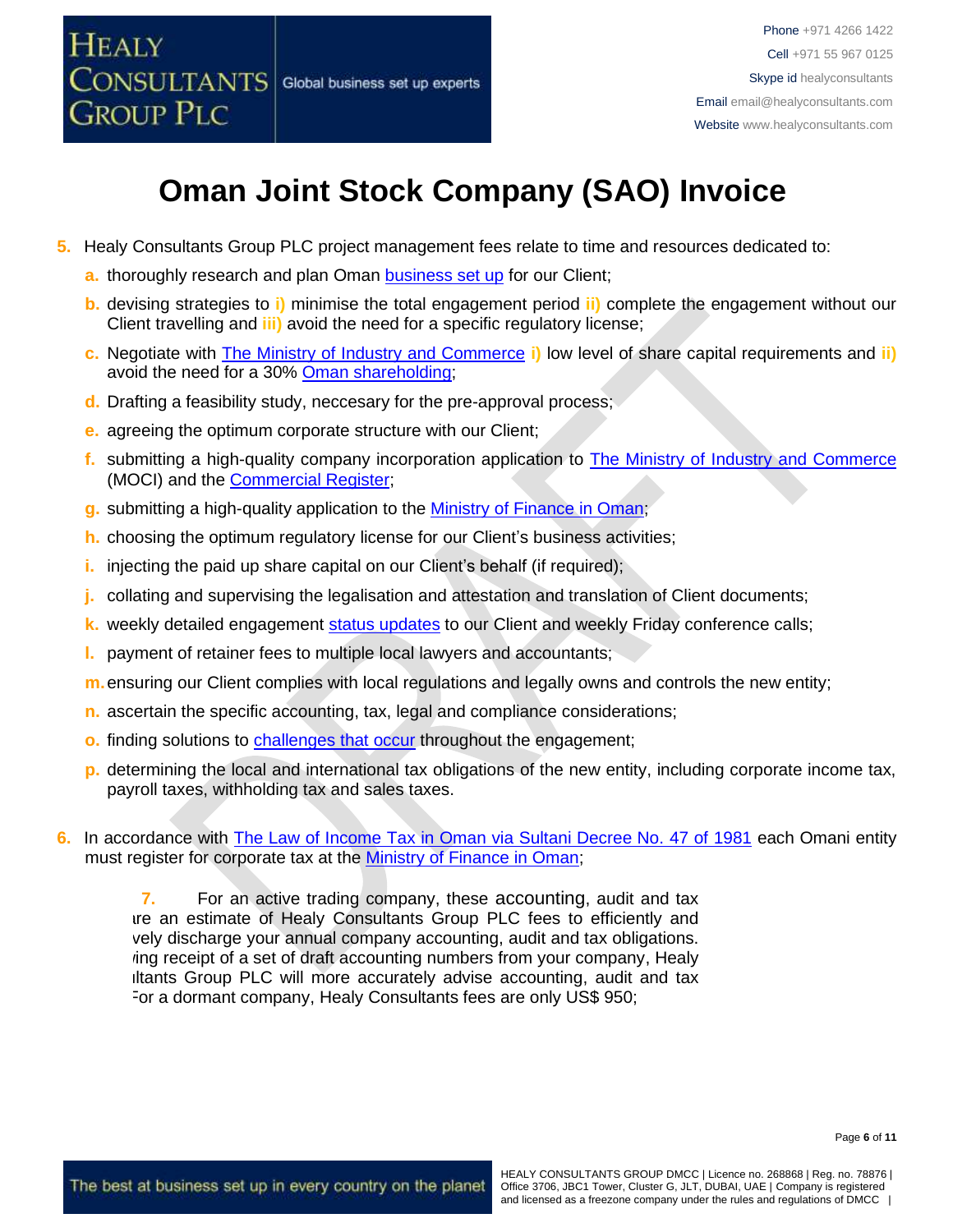# Oman Joint Stock Company (SAO) Invoice

5. Healy Consultants Group PLC project management fees relate to time and resources dedicated to:
   - a. thoroughly research and plan Oman business set up for our Client;
   - b. devising strategies to i) minimise the total engagement period ii) complete the engagement without our Client travelling and iii) avoid the need for a specific regulatory license;
   - c. Negotiate with The Ministry of Industry and Commerce i) low level of share capital requirements and ii) avoid the need for a 30% Oman shareholding;
   - d. Drafting a feasibility study, neccesary for the pre-approval process;
   - e. agreeing the optimum corporate structure with our Client;
   - f. submitting a high-quality company incorporation application to The Ministry of Industry and Commerce (MOCI) and the Commercial Register;
   - g. submitting a high-quality application to the Ministry of Finance in Oman;
   - h. choosing the optimum regulatory license for our Client's business activities;
   - i. injecting the paid up share capital on our Client's behalf (if required);
   - j. collating and supervising the legalisation and attestation and translation of Client documents;
   - k. weekly detailed engagement status updates to our Client and weekly Friday conference calls;
   - l. payment of retainer fees to multiple local lawyers and accountants;
   - m. ensuring our Client complies with local regulations and legally owns and controls the new entity;
   - n. ascertain the specific accounting, tax, legal and compliance considerations;
   - o. finding solutions to challenges that occur throughout the engagement;
   - p. determining the local and international tax obligations of the new entity, including corporate income tax, payroll taxes, withholding tax and sales taxes.

6. In accordance with The Law of Income Tax in Oman via Sultani Decree No. 47 of 1981 each Omani entity must register for corporate tax at the Ministry of Finance in Oman;

7. For an active trading company, these accounting, audit and tax are an estimate of Healy Consultants Group PLC fees to efficiently and effectively discharge your annual company accounting, audit and tax obligations. Following receipt of a set of draft accounting numbers from your company, Healy Consultants Group PLC will more accurately advise accounting, audit and tax fees. For a dormant company, Healy Consultants fees are only US$ 950;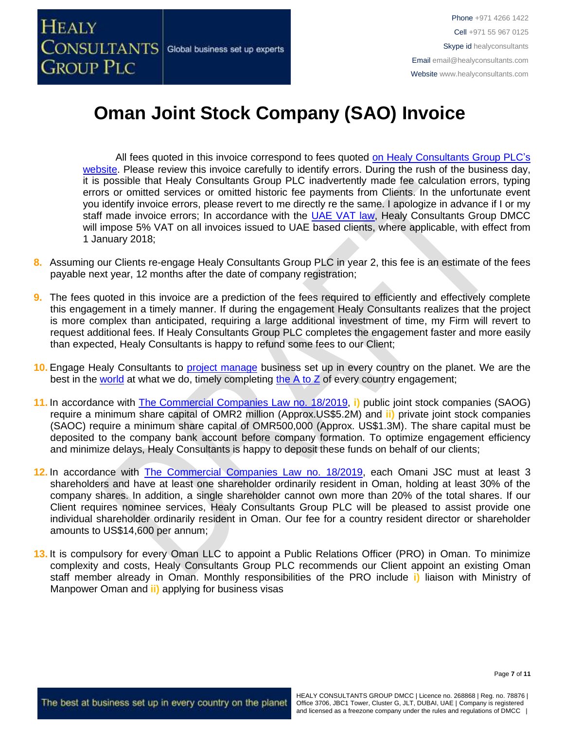# Oman Joint Stock Company (SAO) Invoice

All fees quoted in this invoice correspond to fees quoted on Healy Consultants Group PLC's website. Please review this invoice carefully to identify errors. During the rush of the business day, it is possible that Healy Consultants Group PLC inadvertently made fee calculation errors, typing errors or omitted services or omitted historic fee payments from Clients. In the unfortunate event you identify invoice errors, please revert to me directly re the same. I apologize in advance if I or my staff made invoice errors; In accordance with the UAE VAT law, Healy Consultants Group DMCC will impose 5% VAT on all invoices issued to UAE based clients, where applicable, with effect from 1 January 2018;

8. Assuming our Clients re-engage Healy Consultants Group PLC in year 2, this fee is an estimate of the fees payable next year, 12 months after the date of company registration;

9. The fees quoted in this invoice are a prediction of the fees required to efficiently and effectively complete this engagement in a timely manner. If during the engagement Healy Consultants realizes that the project is more complex than anticipated, requiring a large additional investment of time, my Firm will revert to request additional fees. If Healy Consultants Group PLC completes the engagement faster and more easily than expected, Healy Consultants is happy to refund some fees to our Client;

10. Engage Healy Consultants to project manage business set up in every country on the planet. We are the best in the world at what we do, timely completing the A to Z of every country engagement;

11. In accordance with The Commercial Companies Law no. 18/2019, **i)** public joint stock companies (SAOG) require a minimum share capital of OMR2 million (Approx.US$5.2M) and **ii)** private joint stock companies (SAOC) require a minimum share capital of OMR500,000 (Approx. US$1.3M). The share capital must be deposited to the company bank account before company formation. To optimize engagement efficiency and minimize delays, Healy Consultants is happy to deposit these funds on behalf of our clients;

12. In accordance with The Commercial Companies Law no. 18/2019, each Omani JSC must at least 3 shareholders and have at least one shareholder ordinarily resident in Oman, holding at least 30% of the company shares. In addition, a single shareholder cannot own more than 20% of the total shares. If our Client requires nominee services, Healy Consultants Group PLC will be pleased to assist provide one individual shareholder ordinarily resident in Oman. Our fee for a country resident director or shareholder amounts to US$14,600 per annum;

13. It is compulsory for every Oman LLC to appoint a Public Relations Officer (PRO) in Oman. To minimize complexity and costs, Healy Consultants Group PLC recommends our Client appoint an existing Oman staff member already in Oman. Monthly responsibilities of the PRO include **i)** liaison with Ministry of Manpower Oman and **ii)** applying for business visas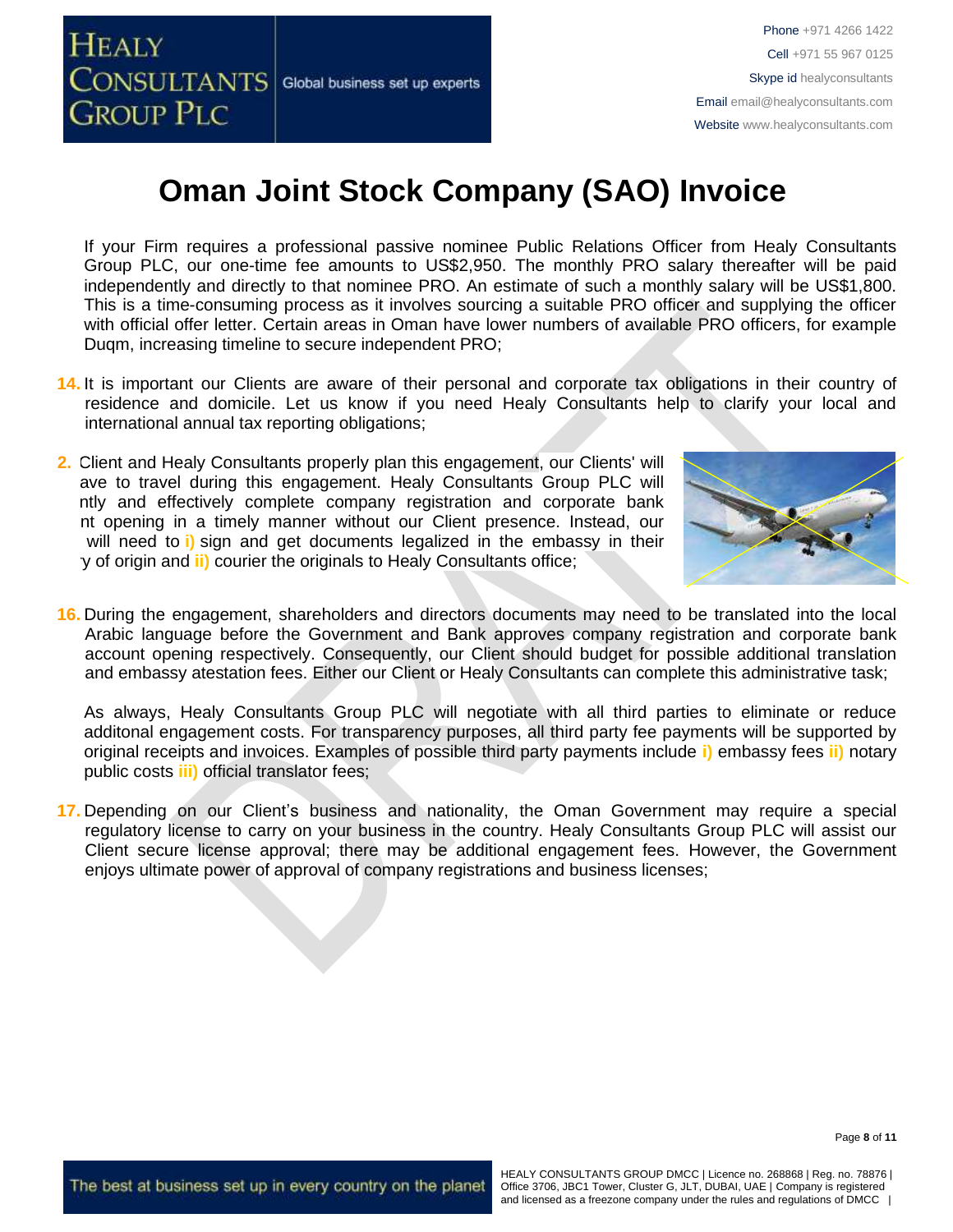# Oman Joint Stock Company (SAO) Invoice

If your Firm requires a professional passive nominee Public Relations Officer from Healy Consultants Group PLC, our one-time fee amounts to US$2,950. The monthly PRO salary thereafter will be paid independently and directly to that nominee PRO. An estimate of such a monthly salary will be US$1,800. This is a time-consuming process as it involves sourcing a suitable PRO officer and supplying the officer with official offer letter. Certain areas in Oman have lower numbers of available PRO officers, for example Duqm, increasing timeline to secure independent PRO;

14. It is important our Clients are aware of their personal and corporate tax obligations in their country of residence and domicile. Let us know if you need Healy Consultants help to clarify your local and international annual tax reporting obligations;

15. Client and Healy Consultants properly plan this engagement, our Clients' will ave to travel during this engagement. Healy Consultants Group PLC will ntly and effectively complete company registration and corporate bank nt opening in a timely manner without our Client presence. Instead, our will need to i) sign and get documents legalized in the embassy in their y of origin and ii) courier the originals to Healy Consultants office;

16. During the engagement, shareholders and directors documents may need to be translated into the local Arabic language before the Government and Bank approves company registration and corporate bank account opening respectively. Consequently, our Client should budget for possible additional translation and embassy atestation fees. Either our Client or Healy Consultants can complete this administrative task;

As always, Healy Consultants Group PLC will negotiate with all third parties to eliminate or reduce additonal engagement costs. For transparency purposes, all third party fee payments will be supported by original receipts and invoices. Examples of possible third party payments include i) embassy fees ii) notary public costs iii) official translator fees;

17. Depending on our Client's business and nationality, the Oman Government may require a special regulatory license to carry on your business in the country. Healy Consultants Group PLC will assist our Client secure license approval; there may be additional engagement fees. However, the Government enjoys ultimate power of approval of company registrations and business licenses;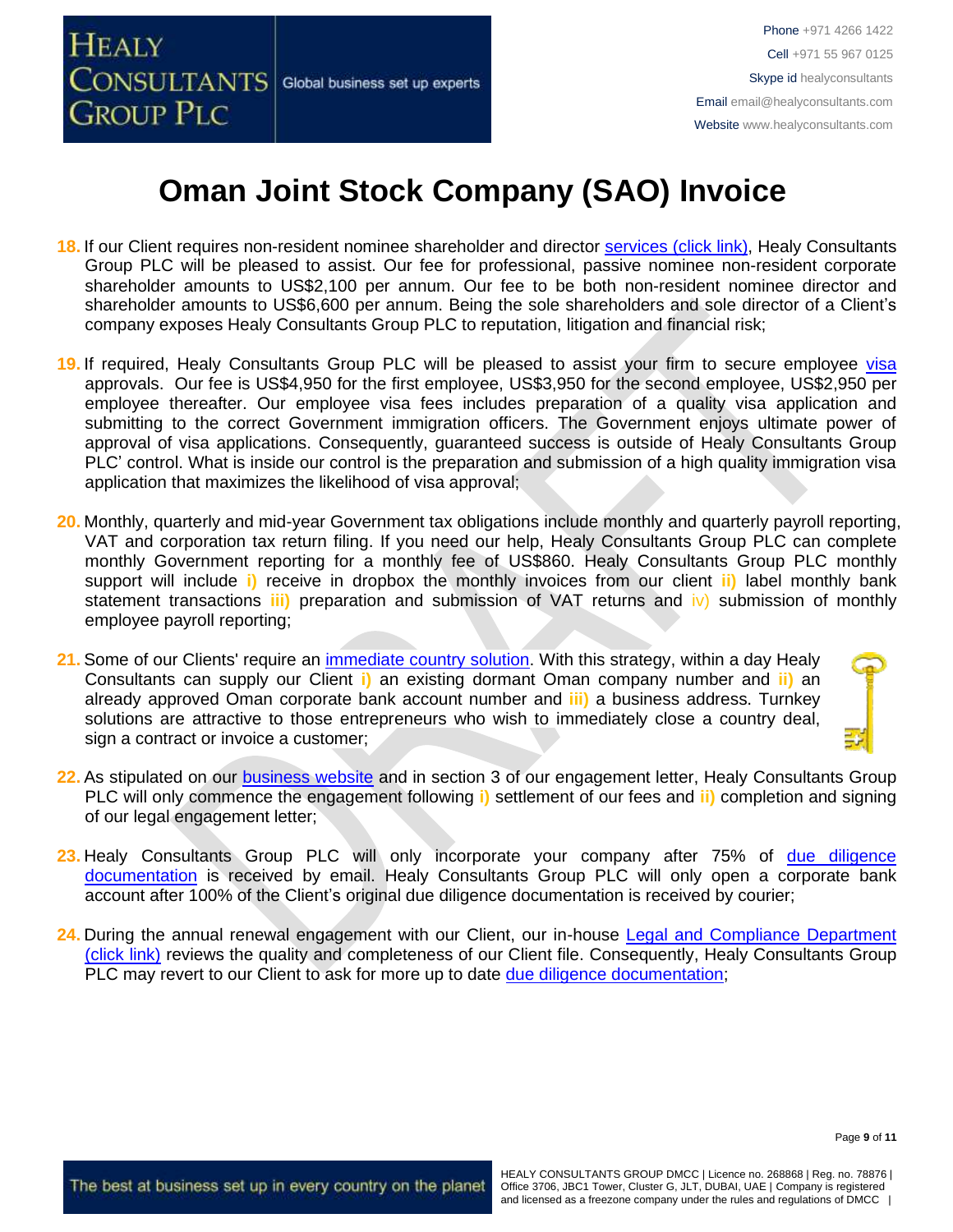# Oman Joint Stock Company (SAO) Invoice

18. If our Client requires non-resident nominee shareholder and director services (click link), Healy Consultants Group PLC will be pleased to assist. Our fee for professional, passive nominee non-resident corporate shareholder amounts to US$2,100 per annum. Our fee to be both non-resident nominee director and shareholder amounts to US$6,600 per annum. Being the sole shareholders and sole director of a Client's company exposes Healy Consultants Group PLC to reputation, litigation and financial risk;

19. If required, Healy Consultants Group PLC will be pleased to assist your firm to secure employee visa approvals. Our fee is US$4,950 for the first employee, US$3,950 for the second employee, US$2,950 per employee thereafter. Our employee visa fees includes preparation of a quality visa application and submitting to the correct Government immigration officers. The Government enjoys ultimate power of approval of visa applications. Consequently, guaranteed success is outside of Healy Consultants Group PLC' control. What is inside our control is the preparation and submission of a high quality immigration visa application that maximizes the likelihood of visa approval;

20. Monthly, quarterly and mid-year Government tax obligations include monthly and quarterly payroll reporting, VAT and corporation tax return filing. If you need our help, Healy Consultants Group PLC can complete monthly Government reporting for a monthly fee of US$860. Healy Consultants Group PLC monthly support will include **i)** receive in dropbox the monthly invoices from our client **ii)** label monthly bank statement transactions **iii)** preparation and submission of VAT returns and **iv)** submission of monthly employee payroll reporting;

21. Some of our Clients' require an immediate country solution. With this strategy, within a day Healy Consultants can supply our Client **i)** an existing dormant Oman company number and **ii)** an already approved Oman corporate bank account number and **iii)** a business address. Turnkey solutions are attractive to those entrepreneurs who wish to immediately close a country deal, sign a contract or invoice a customer;

22. As stipulated on our business website and in section 3 of our engagement letter, Healy Consultants Group PLC will only commence the engagement following **i)** settlement of our fees and **ii)** completion and signing of our legal engagement letter;

23. Healy Consultants Group PLC will only incorporate your company after 75% of due diligence documentation is received by email. Healy Consultants Group PLC will only open a corporate bank account after 100% of the Client's original due diligence documentation is received by courier;

24. During the annual renewal engagement with our Client, our in-house Legal and Compliance Department (click link) reviews the quality and completeness of our Client file. Consequently, Healy Consultants Group PLC may revert to our Client to ask for more up to date due diligence documentation;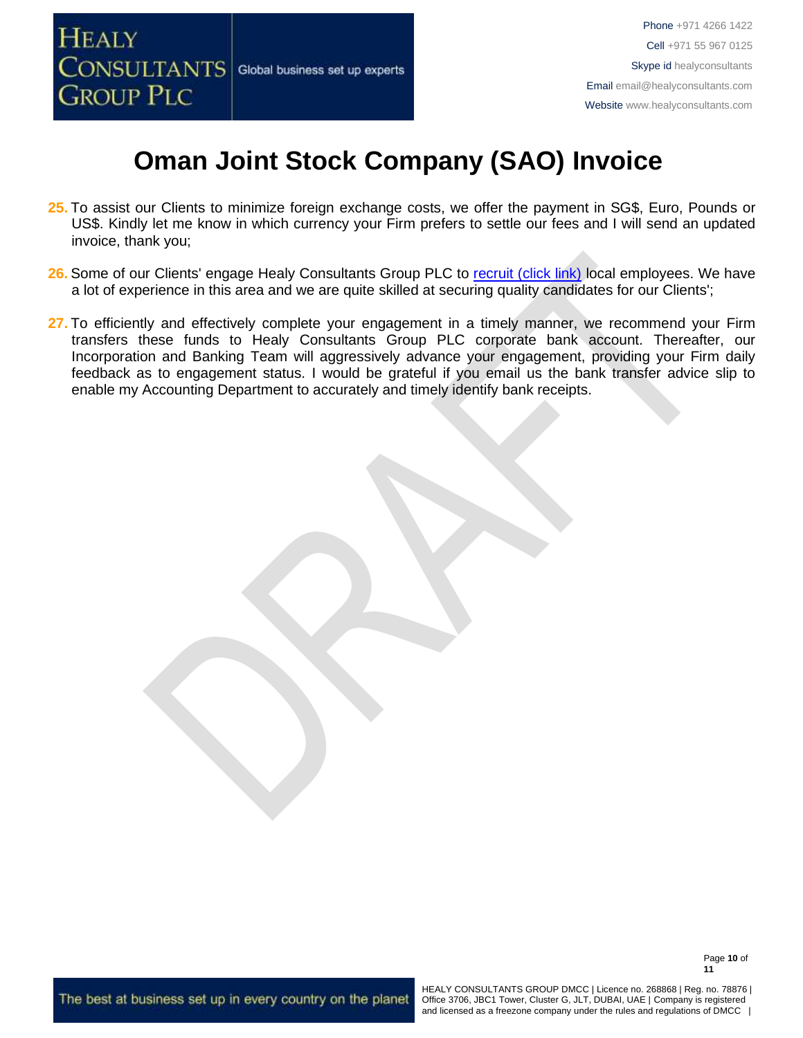# Oman Joint Stock Company (SAO) Invoice

25. To assist our Clients to minimize foreign exchange costs, we offer the payment in SG$, Euro, Pounds or US$. Kindly let me know in which currency your Firm prefers to settle our fees and I will send an updated invoice, thank you;

26. Some of our Clients' engage Healy Consultants Group PLC to [recruit (click link)]() local employees. We have a lot of experience in this area and we are quite skilled at securing quality candidates for our Clients';

27. To efficiently and effectively complete your engagement in a timely manner, we recommend your Firm transfers these funds to Healy Consultants Group PLC corporate bank account. Thereafter, our Incorporation and Banking Team will aggressively advance your engagement, providing your Firm daily feedback as to engagement status. I would be grateful if you email us the bank transfer advice slip to enable my Accounting Department to accurately and timely identify bank receipts.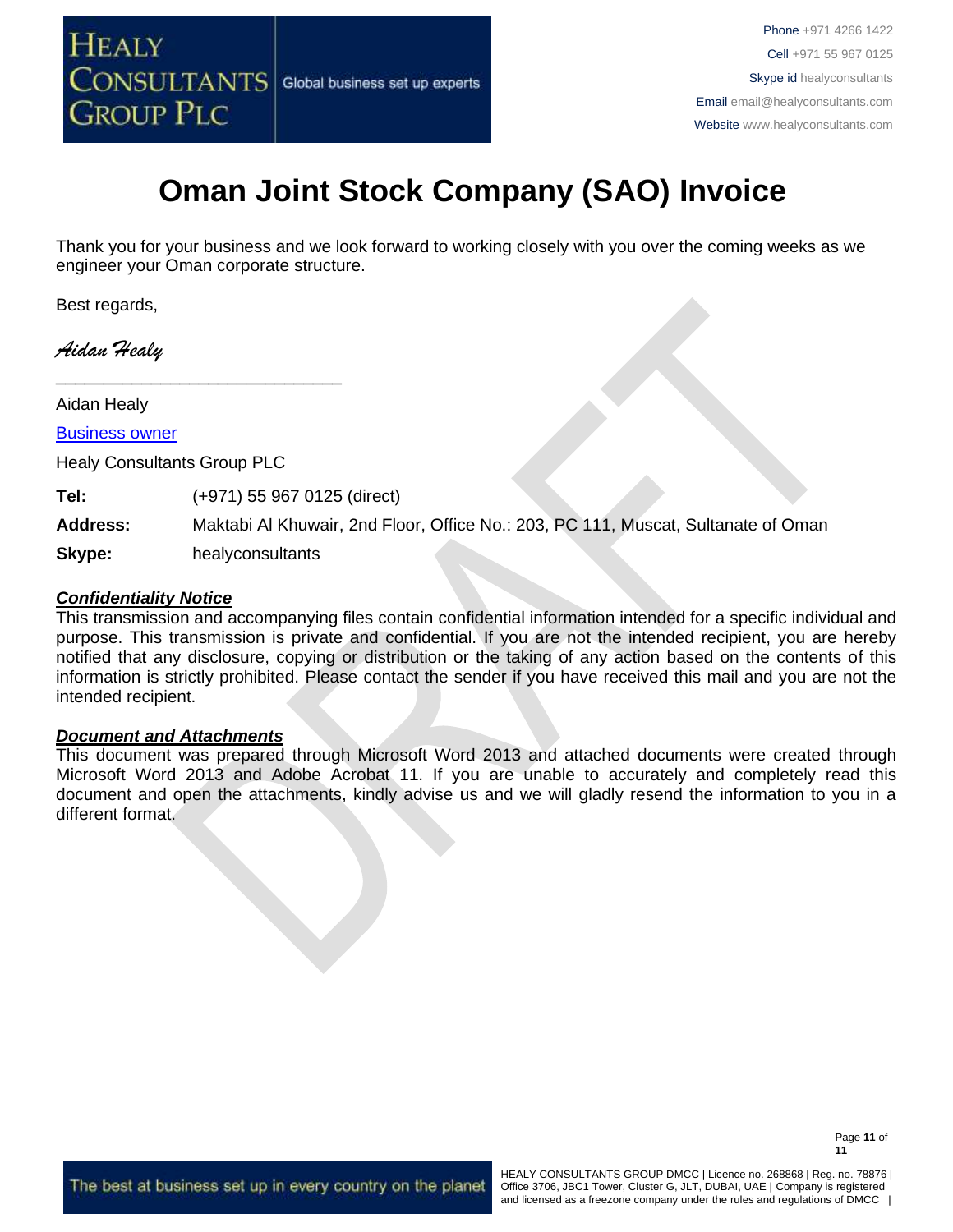# Oman Joint Stock Company (SAO) Invoice

Thank you for your business and we look forward to working closely with you over the coming weeks as we engineer your Oman corporate structure.

Best regards,

*Aidan Healy*

______________________________

Aidan Healy

[Business owner]

Healy Consultants Group PLC

| | |
|---|---|
| **Tel:** | (+971) 55 967 0125 (direct) |
| **Address:** | Maktabi Al Khuwair, 2nd Floor, Office No.: 203, PC 111, Muscat, Sultanate of Oman |
| **Skype:** | healyconsultants |

***Confidentiality Notice***

This transmission and accompanying files contain confidential information intended for a specific individual and purpose. This transmission is private and confidential. If you are not the intended recipient, you are hereby notified that any disclosure, copying or distribution or the taking of any action based on the contents of this information is strictly prohibited. Please contact the sender if you have received this mail and you are not the intended recipient.

***Document and Attachments***

This document was prepared through Microsoft Word 2013 and attached documents were created through Microsoft Word 2013 and Adobe Acrobat 11. If you are unable to accurately and completely read this document and open the attachments, kindly advise us and we will gladly resend the information to you in a different format.